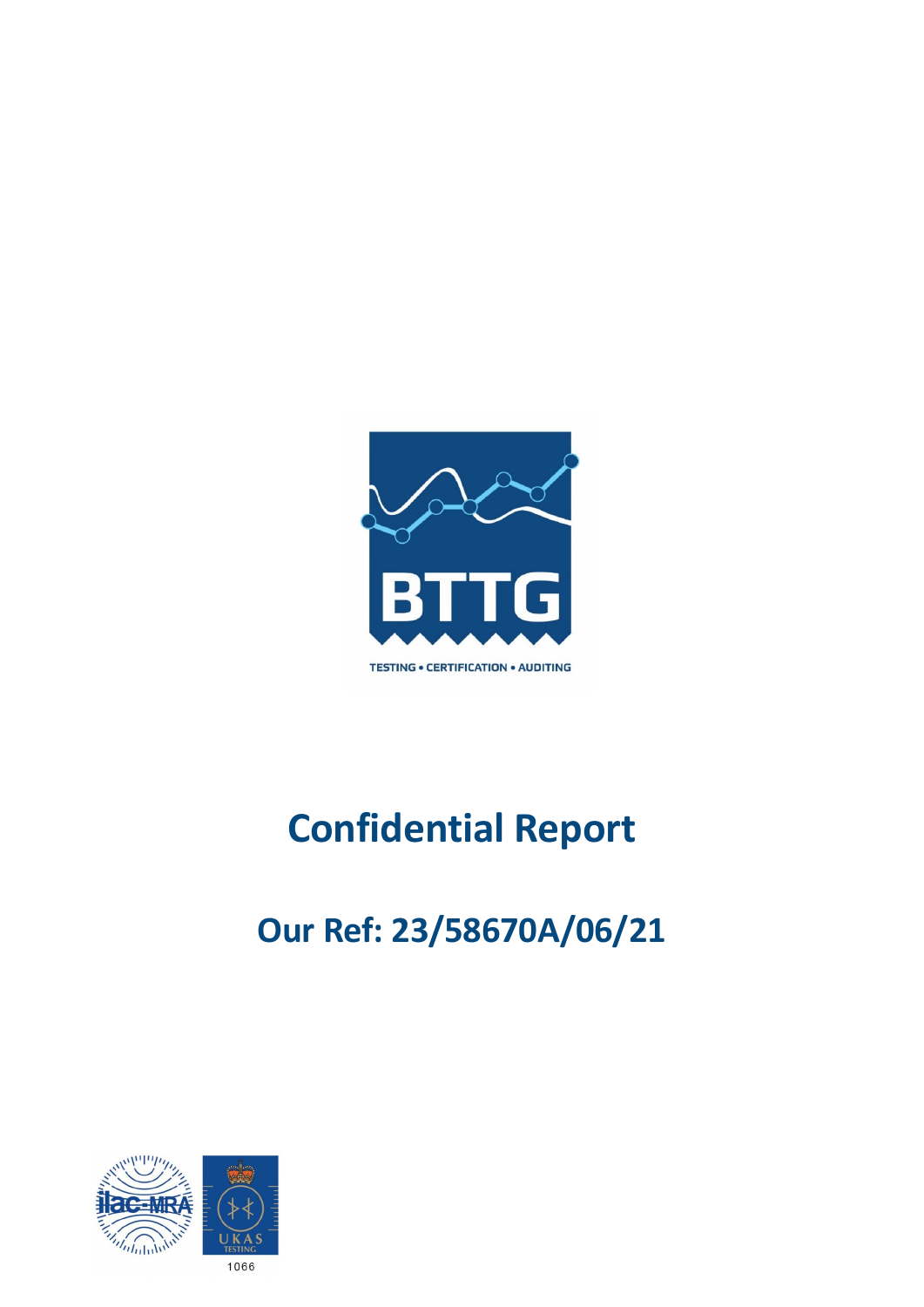BTTG

TESTING • CERTIFICATION • AUDITING

# Confidential Report

## Our Ref: 23/58670A/06/21

1066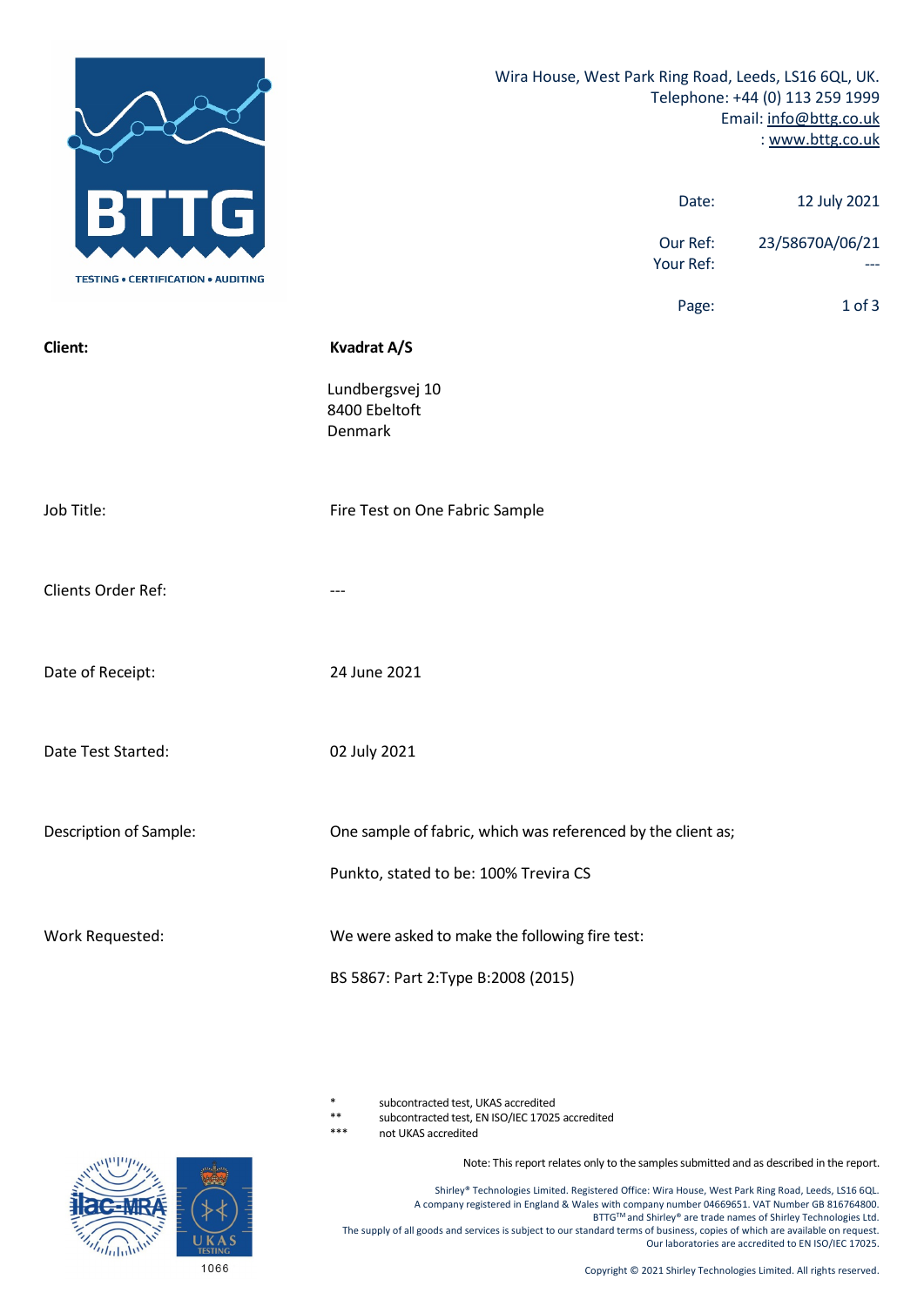Wira House, West Park Ring Road, Leeds, LS16 6QL, UK.
Telephone: +44 (0) 113 259 1999
Email: info@bttg.co.uk
: www.bttg.co.uk

| | |
|---|---|
| Date: | 12 July 2021 |
| Our Ref: | 23/58670A/06/21 |
| Your Ref: | --- |

| | |
|---|---|
| **Client:** | **Kvadrat A/S** |
| | Lundbergsvej 10<br>8400 Ebeltoft<br>Denmark |
| Job Title: | Fire Test on One Fabric Sample |
| Clients Order Ref: | --- |
| Date of Receipt: | 24 June 2021 |
| Date Test Started: | 02 July 2021 |
| Description of Sample: | One sample of fabric, which was referenced by the client as;<br><br>Punkto, stated to be: 100% Trevira CS |
| Work Requested: | We were asked to make the following fire test:<br><br>BS 5867: Part 2:Type B:2008 (2015) |

\* subcontracted test, UKAS accredited
\** subcontracted test, EN ISO/IEC 17025 accredited
\*** not UKAS accredited

Note: This report relates only to the samples submitted and as described in the report.

Shirley® Technologies Limited. Registered Office: Wira House, West Park Ring Road, Leeds, LS16 6QL.
A company registered in England & Wales with company number 04669651. VAT Number GB 816764800.
BTTG™ and Shirley® are trade names of Shirley Technologies Ltd.
The supply of all goods and services is subject to our standard terms of business, copies of which are available on request.
Our laboratories are accredited to EN ISO/IEC 17025.

1066

Copyright © 2021 Shirley Technologies Limited. All rights reserved.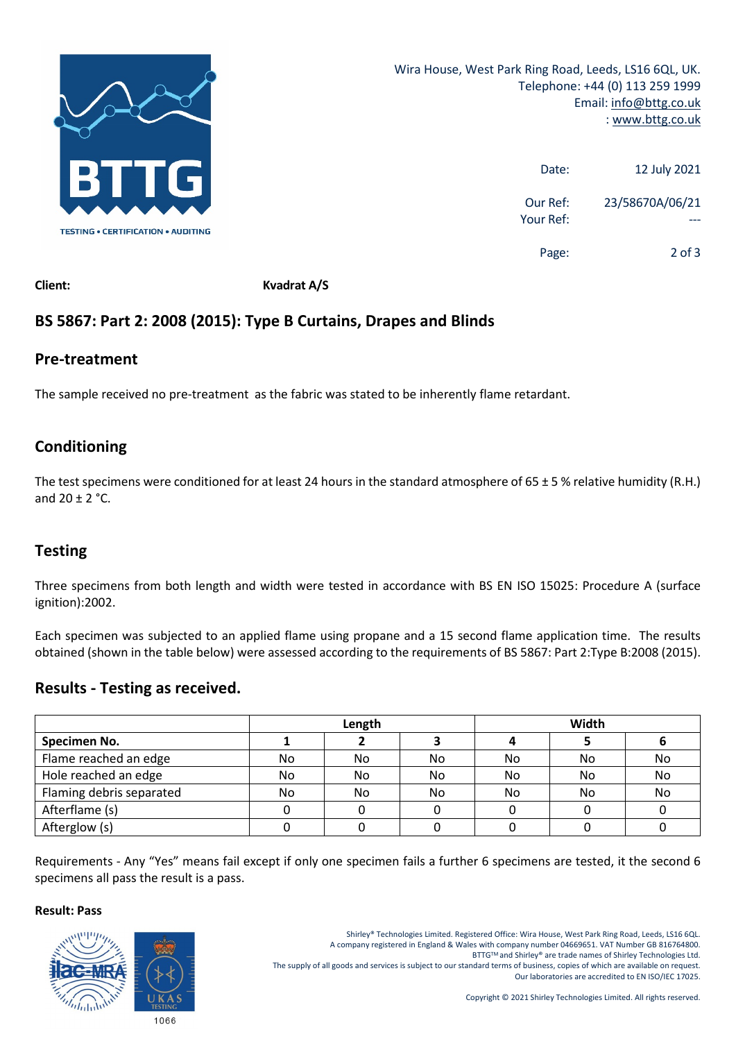Wira House, West Park Ring Road, Leeds, LS16 6QL, UK.
Telephone: +44 (0) 113 259 1999
Email: info@bttg.co.uk
: www.bttg.co.uk

Date: 12 July 2021

Our Ref: 23/58670A/06/21
Your Ref: ---

**Client:** **Kvadrat A/S**

## BS 5867: Part 2: 2008 (2015): Type B Curtains, Drapes and Blinds

## Pre-treatment

The sample received no pre-treatment as the fabric was stated to be inherently flame retardant.

## Conditioning

The test specimens were conditioned for at least 24 hours in the standard atmosphere of 65 ± 5 % relative humidity (R.H.) and 20 ± 2 °C.

## Testing

Three specimens from both length and width were tested in accordance with BS EN ISO 15025: Procedure A (surface ignition):2002.

Each specimen was subjected to an applied flame using propane and a 15 second flame application time. The results obtained (shown in the table below) were assessed according to the requirements of BS 5867: Part 2:Type B:2008 (2015).

## Results - Testing as received.

| | Length | | | Width | | |
|---|---|---|---|---|---|---|
| **Specimen No.** | **1** | **2** | **3** | **4** | **5** | **6** |
| Flame reached an edge | No | No | No | No | No | No |
| Hole reached an edge | No | No | No | No | No | No |
| Flaming debris separated | No | No | No | No | No | No |
| Afterflame (s) | 0 | 0 | 0 | 0 | 0 | 0 |
| Afterglow (s) | 0 | 0 | 0 | 0 | 0 | 0 |

Requirements - Any "Yes" means fail except if only one specimen fails a further 6 specimens are tested, it the second 6 specimens all pass the result is a pass.

**Result: Pass**

1066

Shirley® Technologies Limited. Registered Office: Wira House, West Park Ring Road, Leeds, LS16 6QL.
A company registered in England & Wales with company number 04669651. VAT Number GB 816764800.
BTTG™ and Shirley® are trade names of Shirley Technologies Ltd.
The supply of all goods and services is subject to our standard terms of business, copies of which are available on request.
Our laboratories are accredited to EN ISO/IEC 17025.

Copyright © 2021 Shirley Technologies Limited. All rights reserved.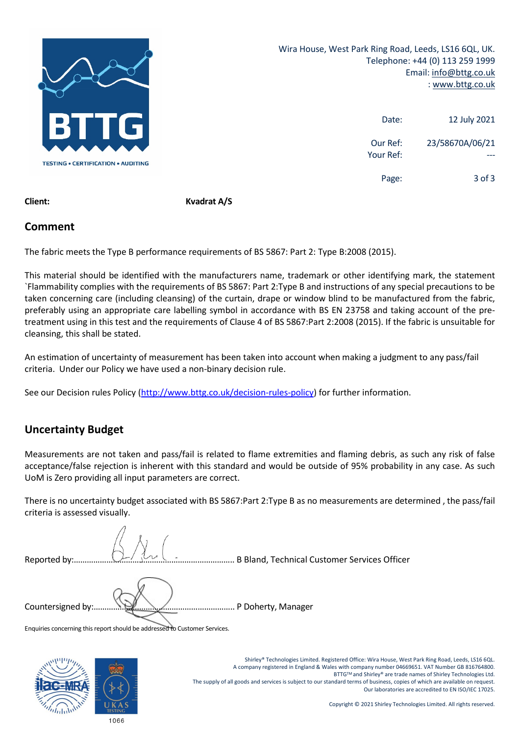Wira House, West Park Ring Road, Leeds, LS16 6QL, UK.
Telephone: +44 (0) 113 259 1999
Email: info@bttg.co.uk
: www.bttg.co.uk

| | |
|---|---|
| Date: | 12 July 2021 |
| Our Ref: | 23/58670A/06/21 |
| Your Ref: | --- |

**Client:** **Kvadrat A/S**

## Comment

The fabric meets the Type B performance requirements of BS 5867: Part 2: Type B:2008 (2015).

This material should be identified with the manufacturers name, trademark or other identifying mark, the statement `Flammability complies with the requirements of BS 5867: Part 2:Type B and instructions of any special precautions to be taken concerning care (including cleansing) of the curtain, drape or window blind to be manufactured from the fabric, preferably using an appropriate care labelling symbol in accordance with BS EN 23758 and taking account of the pre-treatment using in this test and the requirements of Clause 4 of BS 5867:Part 2:2008 (2015). If the fabric is unsuitable for cleansing, this shall be stated.

An estimation of uncertainty of measurement has been taken into account when making a judgment to any pass/fail criteria. Under our Policy we have used a non-binary decision rule.

See our Decision rules Policy (http://www.bttg.co.uk/decision-rules-policy) for further information.

## Uncertainty Budget

Measurements are not taken and pass/fail is related to flame extremities and flaming debris, as such any risk of false acceptance/false rejection is inherent with this standard and would be outside of 95% probability in any case. As such UoM is Zero providing all input parameters are correct.

There is no uncertainty budget associated with BS 5867:Part 2:Type B as no measurements are determined , the pass/fail criteria is assessed visually.

Reported by:............................................................................ B Bland, Technical Customer Services Officer

Countersigned by:.................................................................... P Doherty, Manager

Enquiries concerning this report should be addressed to Customer Services.

1066

Shirley® Technologies Limited. Registered Office: Wira House, West Park Ring Road, Leeds, LS16 6QL.
A company registered in England & Wales with company number 04669651. VAT Number GB 816764800.
BTTG™ and Shirley® are trade names of Shirley Technologies Ltd.
The supply of all goods and services is subject to our standard terms of business, copies of which are available on request.
Our laboratories are accredited to EN ISO/IEC 17025.

Copyright © 2021 Shirley Technologies Limited. All rights reserved.